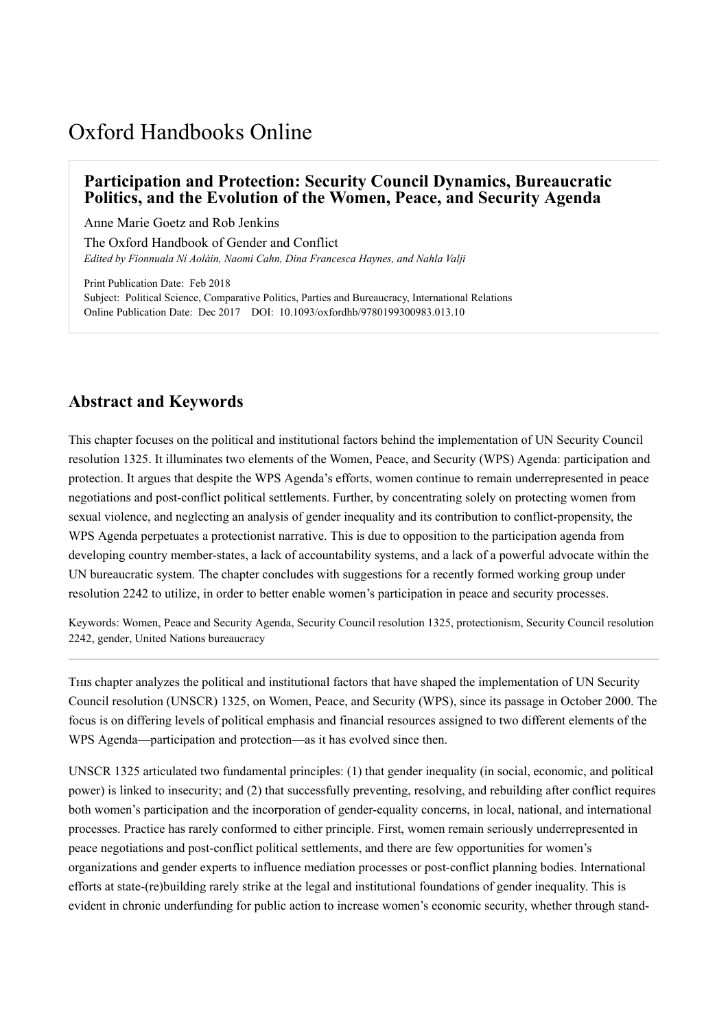Oxford Handbooks Online

# Participation and Protection: Security Council Dynamics, Bureaucratic Politics, and the Evolution of the Women, Peace, and Security Agenda

Anne Marie Goetz and Rob Jenkins

The Oxford Handbook of Gender and Conflict

*Edited by Fionnuala Ní Aoláin, Naomi Cahn, Dina Francesca Haynes, and Nahla Valji*

Print Publication Date: Feb 2018

Subject: Political Science, Comparative Politics, Parties and Bureaucracy, International Relations

Online Publication Date: Dec 2017 DOI: 10.1093/oxfordhb/9780199300983.013.10

## Abstract and Keywords

This chapter focuses on the political and institutional factors behind the implementation of UN Security Council resolution 1325. It illuminates two elements of the Women, Peace, and Security (WPS) Agenda: participation and protection. It argues that despite the WPS Agenda's efforts, women continue to remain underrepresented in peace negotiations and post-conflict political settlements. Further, by concentrating solely on protecting women from sexual violence, and neglecting an analysis of gender inequality and its contribution to conflict-propensity, the WPS Agenda perpetuates a protectionist narrative. This is due to opposition to the participation agenda from developing country member-states, a lack of accountability systems, and a lack of a powerful advocate within the UN bureaucratic system. The chapter concludes with suggestions for a recently formed working group under resolution 2242 to utilize, in order to better enable women's participation in peace and security processes.

Keywords: Women, Peace and Security Agenda, Security Council resolution 1325, protectionism, Security Council resolution 2242, gender, United Nations bureaucracy

---

This chapter analyzes the political and institutional factors that have shaped the implementation of UN Security Council resolution (UNSCR) 1325, on Women, Peace, and Security (WPS), since its passage in October 2000. The focus is on differing levels of political emphasis and financial resources assigned to two different elements of the WPS Agenda—participation and protection—as it has evolved since then.

UNSCR 1325 articulated two fundamental principles: (1) that gender inequality (in social, economic, and political power) is linked to insecurity; and (2) that successfully preventing, resolving, and rebuilding after conflict requires both women's participation and the incorporation of gender-equality concerns, in local, national, and international processes. Practice has rarely conformed to either principle. First, women remain seriously underrepresented in peace negotiations and post-conflict political settlements, and there are few opportunities for women's organizations and gender experts to influence mediation processes or post-conflict planning bodies. International efforts at state-(re)building rarely strike at the legal and institutional foundations of gender inequality. This is evident in chronic underfunding for public action to increase women's economic security, whether through stand-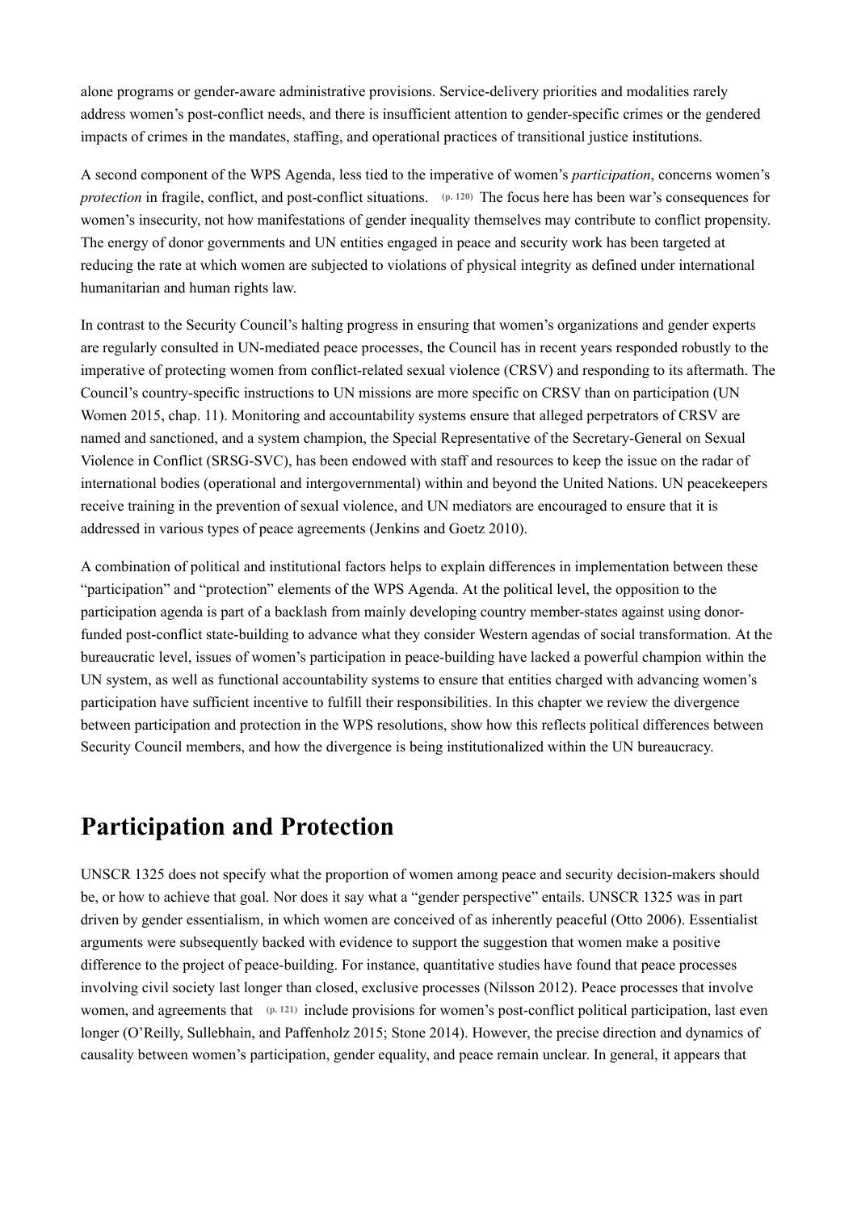alone programs or gender-aware administrative provisions. Service-delivery priorities and modalities rarely address women's post-conflict needs, and there is insufficient attention to gender-specific crimes or the gendered impacts of crimes in the mandates, staffing, and operational practices of transitional justice institutions.

A second component of the WPS Agenda, less tied to the imperative of women's *participation*, concerns women's *protection* in fragile, conflict, and post-conflict situations. (p. 120) The focus here has been war's consequences for women's insecurity, not how manifestations of gender inequality themselves may contribute to conflict propensity. The energy of donor governments and UN entities engaged in peace and security work has been targeted at reducing the rate at which women are subjected to violations of physical integrity as defined under international humanitarian and human rights law.

In contrast to the Security Council's halting progress in ensuring that women's organizations and gender experts are regularly consulted in UN-mediated peace processes, the Council has in recent years responded robustly to the imperative of protecting women from conflict-related sexual violence (CRSV) and responding to its aftermath. The Council's country-specific instructions to UN missions are more specific on CRSV than on participation (UN Women 2015, chap. 11). Monitoring and accountability systems ensure that alleged perpetrators of CRSV are named and sanctioned, and a system champion, the Special Representative of the Secretary-General on Sexual Violence in Conflict (SRSG-SVC), has been endowed with staff and resources to keep the issue on the radar of international bodies (operational and intergovernmental) within and beyond the United Nations. UN peacekeepers receive training in the prevention of sexual violence, and UN mediators are encouraged to ensure that it is addressed in various types of peace agreements (Jenkins and Goetz 2010).

A combination of political and institutional factors helps to explain differences in implementation between these "participation" and "protection" elements of the WPS Agenda. At the political level, the opposition to the participation agenda is part of a backlash from mainly developing country member-states against using donor-funded post-conflict state-building to advance what they consider Western agendas of social transformation. At the bureaucratic level, issues of women's participation in peace-building have lacked a powerful champion within the UN system, as well as functional accountability systems to ensure that entities charged with advancing women's participation have sufficient incentive to fulfill their responsibilities. In this chapter we review the divergence between participation and protection in the WPS resolutions, show how this reflects political differences between Security Council members, and how the divergence is being institutionalized within the UN bureaucracy.

## Participation and Protection

UNSCR 1325 does not specify what the proportion of women among peace and security decision-makers should be, or how to achieve that goal. Nor does it say what a "gender perspective" entails. UNSCR 1325 was in part driven by gender essentialism, in which women are conceived of as inherently peaceful (Otto 2006). Essentialist arguments were subsequently backed with evidence to support the suggestion that women make a positive difference to the project of peace-building. For instance, quantitative studies have found that peace processes involving civil society last longer than closed, exclusive processes (Nilsson 2012). Peace processes that involve women, and agreements that (p. 121) include provisions for women's post-conflict political participation, last even longer (O'Reilly, Sullebhain, and Paffenholz 2015; Stone 2014). However, the precise direction and dynamics of causality between women's participation, gender equality, and peace remain unclear. In general, it appears that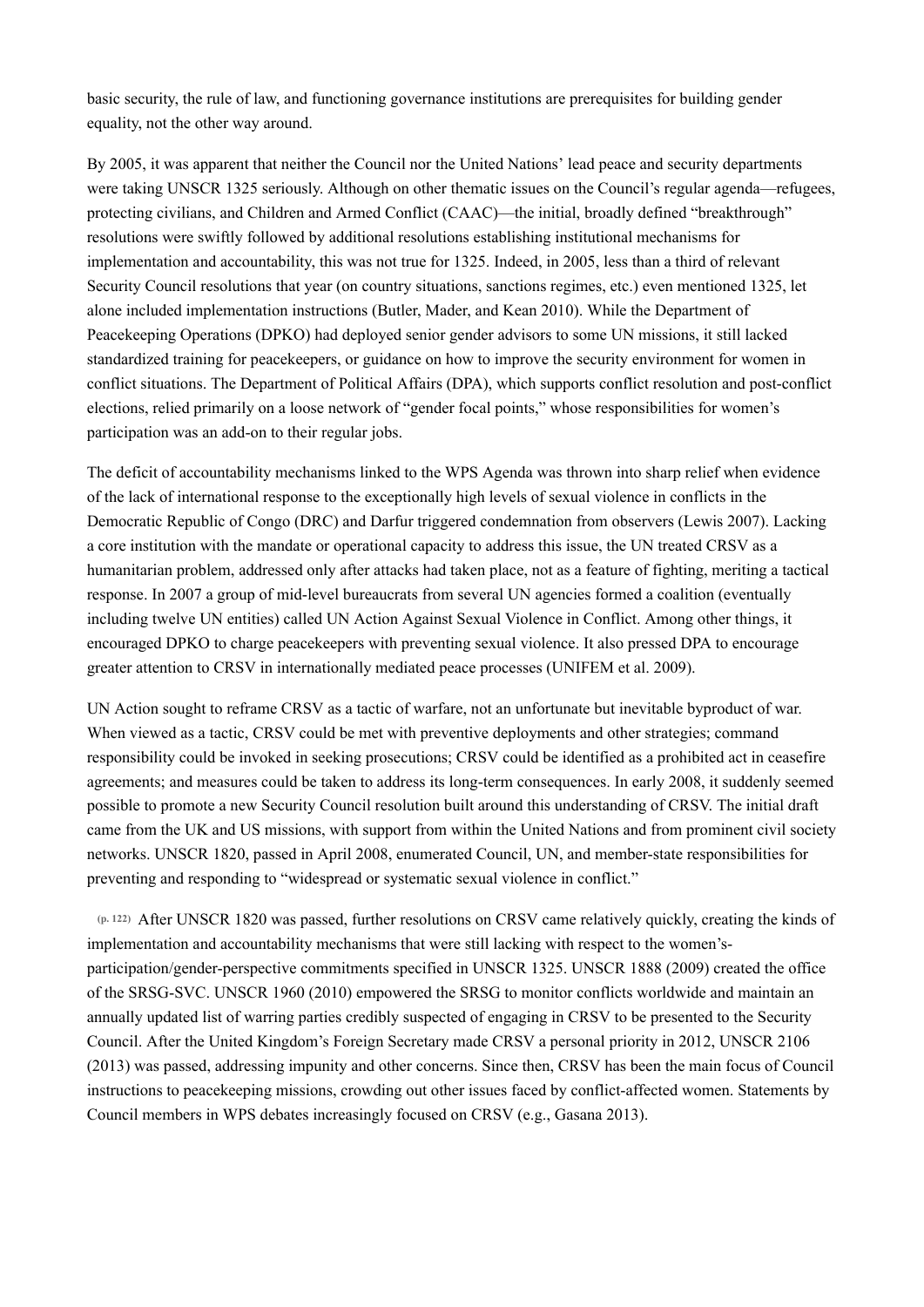basic security, the rule of law, and functioning governance institutions are prerequisites for building gender equality, not the other way around.

By 2005, it was apparent that neither the Council nor the United Nations' lead peace and security departments were taking UNSCR 1325 seriously. Although on other thematic issues on the Council's regular agenda—refugees, protecting civilians, and Children and Armed Conflict (CAAC)—the initial, broadly defined "breakthrough" resolutions were swiftly followed by additional resolutions establishing institutional mechanisms for implementation and accountability, this was not true for 1325. Indeed, in 2005, less than a third of relevant Security Council resolutions that year (on country situations, sanctions regimes, etc.) even mentioned 1325, let alone included implementation instructions (Butler, Mader, and Kean 2010). While the Department of Peacekeeping Operations (DPKO) had deployed senior gender advisors to some UN missions, it still lacked standardized training for peacekeepers, or guidance on how to improve the security environment for women in conflict situations. The Department of Political Affairs (DPA), which supports conflict resolution and post-conflict elections, relied primarily on a loose network of "gender focal points," whose responsibilities for women's participation was an add-on to their regular jobs.

The deficit of accountability mechanisms linked to the WPS Agenda was thrown into sharp relief when evidence of the lack of international response to the exceptionally high levels of sexual violence in conflicts in the Democratic Republic of Congo (DRC) and Darfur triggered condemnation from observers (Lewis 2007). Lacking a core institution with the mandate or operational capacity to address this issue, the UN treated CRSV as a humanitarian problem, addressed only after attacks had taken place, not as a feature of fighting, meriting a tactical response. In 2007 a group of mid-level bureaucrats from several UN agencies formed a coalition (eventually including twelve UN entities) called UN Action Against Sexual Violence in Conflict. Among other things, it encouraged DPKO to charge peacekeepers with preventing sexual violence. It also pressed DPA to encourage greater attention to CRSV in internationally mediated peace processes (UNIFEM et al. 2009).

UN Action sought to reframe CRSV as a tactic of warfare, not an unfortunate but inevitable byproduct of war. When viewed as a tactic, CRSV could be met with preventive deployments and other strategies; command responsibility could be invoked in seeking prosecutions; CRSV could be identified as a prohibited act in ceasefire agreements; and measures could be taken to address its long-term consequences. In early 2008, it suddenly seemed possible to promote a new Security Council resolution built around this understanding of CRSV. The initial draft came from the UK and US missions, with support from within the United Nations and from prominent civil society networks. UNSCR 1820, passed in April 2008, enumerated Council, UN, and member-state responsibilities for preventing and responding to "widespread or systematic sexual violence in conflict."

(p. 122) After UNSCR 1820 was passed, further resolutions on CRSV came relatively quickly, creating the kinds of implementation and accountability mechanisms that were still lacking with respect to the women's-participation/gender-perspective commitments specified in UNSCR 1325. UNSCR 1888 (2009) created the office of the SRSG-SVC. UNSCR 1960 (2010) empowered the SRSG to monitor conflicts worldwide and maintain an annually updated list of warring parties credibly suspected of engaging in CRSV to be presented to the Security Council. After the United Kingdom's Foreign Secretary made CRSV a personal priority in 2012, UNSCR 2106 (2013) was passed, addressing impunity and other concerns. Since then, CRSV has been the main focus of Council instructions to peacekeeping missions, crowding out other issues faced by conflict-affected women. Statements by Council members in WPS debates increasingly focused on CRSV (e.g., Gasana 2013).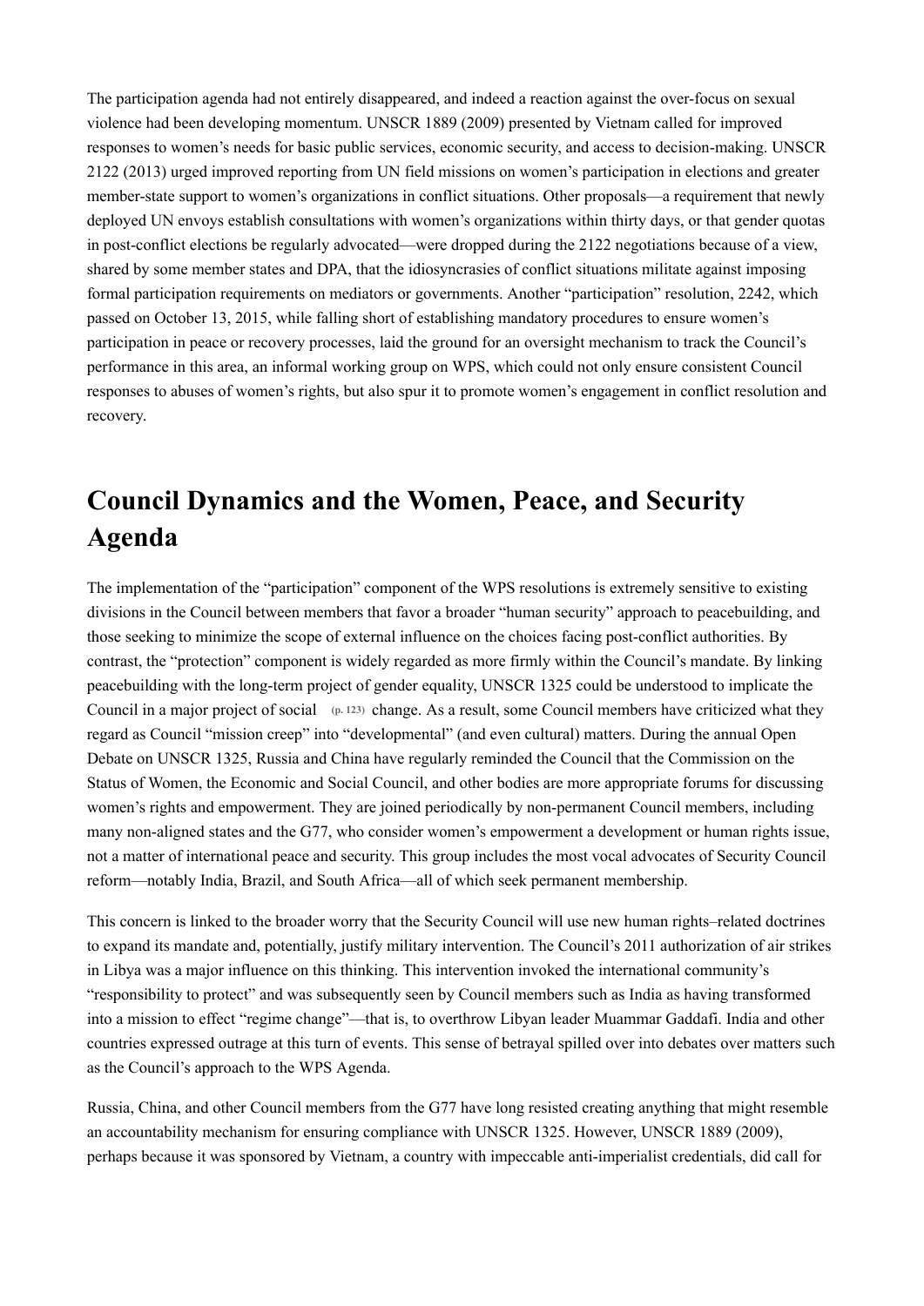The participation agenda had not entirely disappeared, and indeed a reaction against the over-focus on sexual violence had been developing momentum. UNSCR 1889 (2009) presented by Vietnam called for improved responses to women's needs for basic public services, economic security, and access to decision-making. UNSCR 2122 (2013) urged improved reporting from UN field missions on women's participation in elections and greater member-state support to women's organizations in conflict situations. Other proposals—a requirement that newly deployed UN envoys establish consultations with women's organizations within thirty days, or that gender quotas in post-conflict elections be regularly advocated—were dropped during the 2122 negotiations because of a view, shared by some member states and DPA, that the idiosyncrasies of conflict situations militate against imposing formal participation requirements on mediators or governments. Another "participation" resolution, 2242, which passed on October 13, 2015, while falling short of establishing mandatory procedures to ensure women's participation in peace or recovery processes, laid the ground for an oversight mechanism to track the Council's performance in this area, an informal working group on WPS, which could not only ensure consistent Council responses to abuses of women's rights, but also spur it to promote women's engagement in conflict resolution and recovery.

## Council Dynamics and the Women, Peace, and Security Agenda

The implementation of the "participation" component of the WPS resolutions is extremely sensitive to existing divisions in the Council between members that favor a broader "human security" approach to peacebuilding, and those seeking to minimize the scope of external influence on the choices facing post-conflict authorities. By contrast, the "protection" component is widely regarded as more firmly within the Council's mandate. By linking peacebuilding with the long-term project of gender equality, UNSCR 1325 could be understood to implicate the Council in a major project of social (p. 123) change. As a result, some Council members have criticized what they regard as Council "mission creep" into "developmental" (and even cultural) matters. During the annual Open Debate on UNSCR 1325, Russia and China have regularly reminded the Council that the Commission on the Status of Women, the Economic and Social Council, and other bodies are more appropriate forums for discussing women's rights and empowerment. They are joined periodically by non-permanent Council members, including many non-aligned states and the G77, who consider women's empowerment a development or human rights issue, not a matter of international peace and security. This group includes the most vocal advocates of Security Council reform—notably India, Brazil, and South Africa—all of which seek permanent membership.

This concern is linked to the broader worry that the Security Council will use new human rights–related doctrines to expand its mandate and, potentially, justify military intervention. The Council's 2011 authorization of air strikes in Libya was a major influence on this thinking. This intervention invoked the international community's "responsibility to protect" and was subsequently seen by Council members such as India as having transformed into a mission to effect "regime change"—that is, to overthrow Libyan leader Muammar Gaddafi. India and other countries expressed outrage at this turn of events. This sense of betrayal spilled over into debates over matters such as the Council's approach to the WPS Agenda.

Russia, China, and other Council members from the G77 have long resisted creating anything that might resemble an accountability mechanism for ensuring compliance with UNSCR 1325. However, UNSCR 1889 (2009), perhaps because it was sponsored by Vietnam, a country with impeccable anti-imperialist credentials, did call for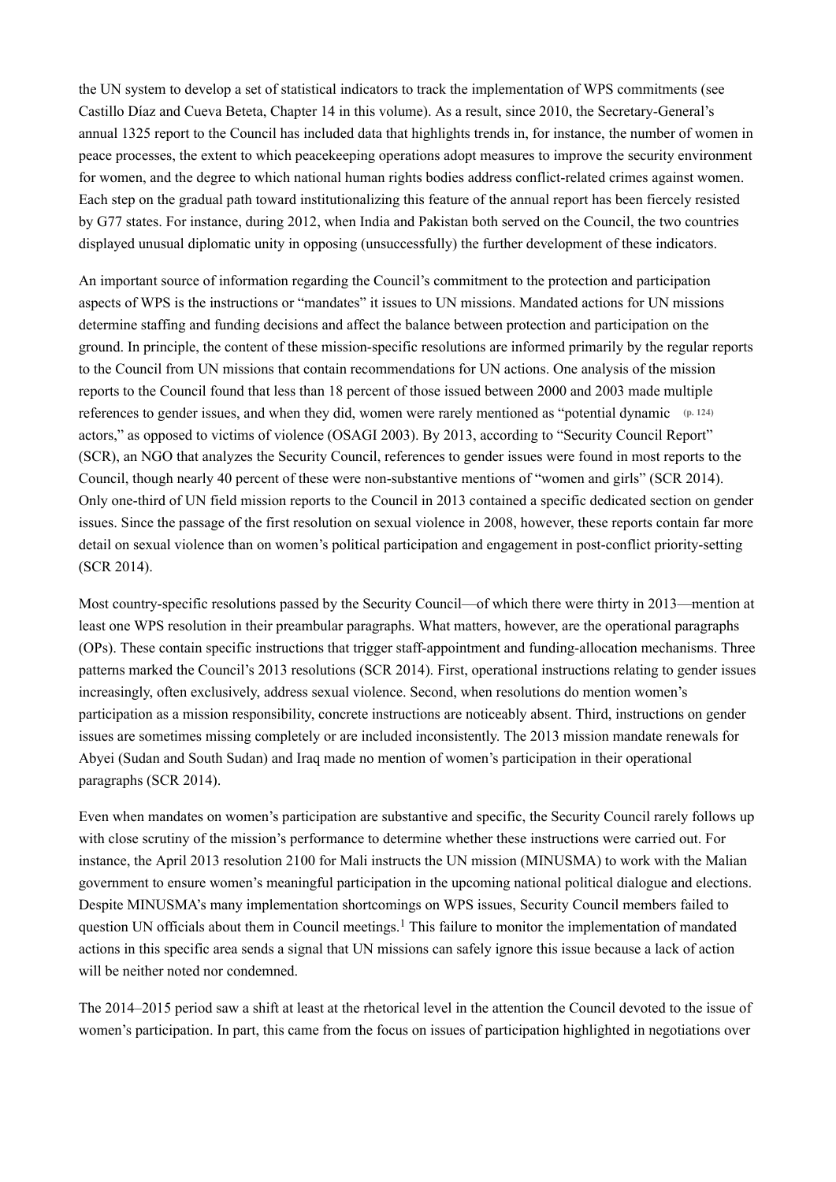the UN system to develop a set of statistical indicators to track the implementation of WPS commitments (see Castillo Díaz and Cueva Beteta, Chapter 14 in this volume). As a result, since 2010, the Secretary-General's annual 1325 report to the Council has included data that highlights trends in, for instance, the number of women in peace processes, the extent to which peacekeeping operations adopt measures to improve the security environment for women, and the degree to which national human rights bodies address conflict-related crimes against women. Each step on the gradual path toward institutionalizing this feature of the annual report has been fiercely resisted by G77 states. For instance, during 2012, when India and Pakistan both served on the Council, the two countries displayed unusual diplomatic unity in opposing (unsuccessfully) the further development of these indicators.

An important source of information regarding the Council's commitment to the protection and participation aspects of WPS is the instructions or "mandates" it issues to UN missions. Mandated actions for UN missions determine staffing and funding decisions and affect the balance between protection and participation on the ground. In principle, the content of these mission-specific resolutions are informed primarily by the regular reports to the Council from UN missions that contain recommendations for UN actions. One analysis of the mission reports to the Council found that less than 18 percent of those issued between 2000 and 2003 made multiple references to gender issues, and when they did, women were rarely mentioned as "potential dynamic (p. 124) actors," as opposed to victims of violence (OSAGI 2003). By 2013, according to "Security Council Report" (SCR), an NGO that analyzes the Security Council, references to gender issues were found in most reports to the Council, though nearly 40 percent of these were non-substantive mentions of "women and girls" (SCR 2014). Only one-third of UN field mission reports to the Council in 2013 contained a specific dedicated section on gender issues. Since the passage of the first resolution on sexual violence in 2008, however, these reports contain far more detail on sexual violence than on women's political participation and engagement in post-conflict priority-setting (SCR 2014).

Most country-specific resolutions passed by the Security Council—of which there were thirty in 2013—mention at least one WPS resolution in their preambular paragraphs. What matters, however, are the operational paragraphs (OPs). These contain specific instructions that trigger staff-appointment and funding-allocation mechanisms. Three patterns marked the Council's 2013 resolutions (SCR 2014). First, operational instructions relating to gender issues increasingly, often exclusively, address sexual violence. Second, when resolutions do mention women's participation as a mission responsibility, concrete instructions are noticeably absent. Third, instructions on gender issues are sometimes missing completely or are included inconsistently. The 2013 mission mandate renewals for Abyei (Sudan and South Sudan) and Iraq made no mention of women's participation in their operational paragraphs (SCR 2014).

Even when mandates on women's participation are substantive and specific, the Security Council rarely follows up with close scrutiny of the mission's performance to determine whether these instructions were carried out. For instance, the April 2013 resolution 2100 for Mali instructs the UN mission (MINUSMA) to work with the Malian government to ensure women's meaningful participation in the upcoming national political dialogue and elections. Despite MINUSMA's many implementation shortcomings on WPS issues, Security Council members failed to question UN officials about them in Council meetings.[1] This failure to monitor the implementation of mandated actions in this specific area sends a signal that UN missions can safely ignore this issue because a lack of action will be neither noted nor condemned.

The 2014–2015 period saw a shift at least at the rhetorical level in the attention the Council devoted to the issue of women's participation. In part, this came from the focus on issues of participation highlighted in negotiations over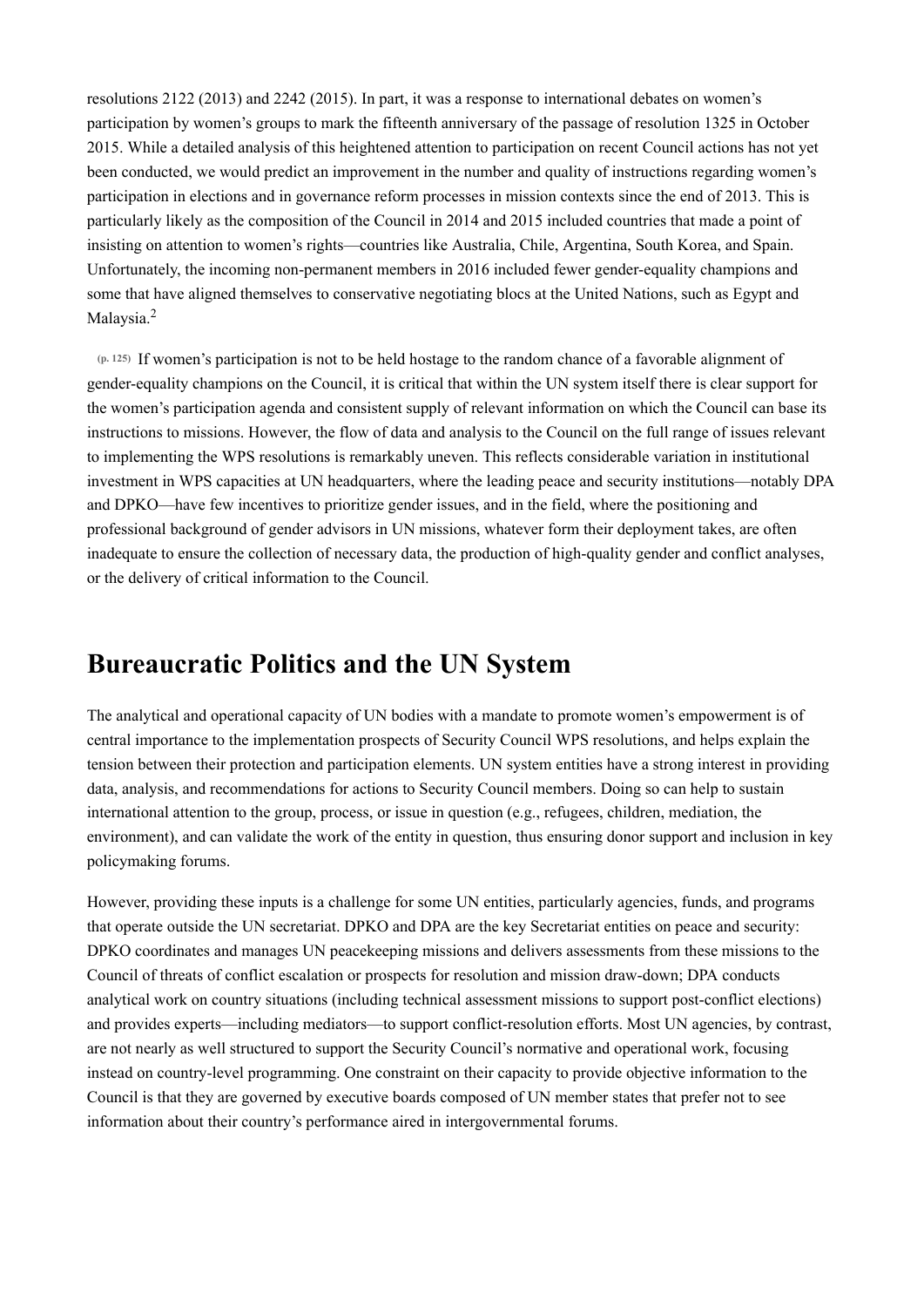resolutions 2122 (2013) and 2242 (2015). In part, it was a response to international debates on women's participation by women's groups to mark the fifteenth anniversary of the passage of resolution 1325 in October 2015. While a detailed analysis of this heightened attention to participation on recent Council actions has not yet been conducted, we would predict an improvement in the number and quality of instructions regarding women's participation in elections and in governance reform processes in mission contexts since the end of 2013. This is particularly likely as the composition of the Council in 2014 and 2015 included countries that made a point of insisting on attention to women's rights—countries like Australia, Chile, Argentina, South Korea, and Spain. Unfortunately, the incoming non-permanent members in 2016 included fewer gender-equality champions and some that have aligned themselves to conservative negotiating blocs at the United Nations, such as Egypt and Malaysia.[2]

(p. 125) If women's participation is not to be held hostage to the random chance of a favorable alignment of gender-equality champions on the Council, it is critical that within the UN system itself there is clear support for the women's participation agenda and consistent supply of relevant information on which the Council can base its instructions to missions. However, the flow of data and analysis to the Council on the full range of issues relevant to implementing the WPS resolutions is remarkably uneven. This reflects considerable variation in institutional investment in WPS capacities at UN headquarters, where the leading peace and security institutions—notably DPA and DPKO—have few incentives to prioritize gender issues, and in the field, where the positioning and professional background of gender advisors in UN missions, whatever form their deployment takes, are often inadequate to ensure the collection of necessary data, the production of high-quality gender and conflict analyses, or the delivery of critical information to the Council.

## Bureaucratic Politics and the UN System

The analytical and operational capacity of UN bodies with a mandate to promote women's empowerment is of central importance to the implementation prospects of Security Council WPS resolutions, and helps explain the tension between their protection and participation elements. UN system entities have a strong interest in providing data, analysis, and recommendations for actions to Security Council members. Doing so can help to sustain international attention to the group, process, or issue in question (e.g., refugees, children, mediation, the environment), and can validate the work of the entity in question, thus ensuring donor support and inclusion in key policymaking forums.

However, providing these inputs is a challenge for some UN entities, particularly agencies, funds, and programs that operate outside the UN secretariat. DPKO and DPA are the key Secretariat entities on peace and security: DPKO coordinates and manages UN peacekeeping missions and delivers assessments from these missions to the Council of threats of conflict escalation or prospects for resolution and mission draw-down; DPA conducts analytical work on country situations (including technical assessment missions to support post-conflict elections) and provides experts—including mediators—to support conflict-resolution efforts. Most UN agencies, by contrast, are not nearly as well structured to support the Security Council's normative and operational work, focusing instead on country-level programming. One constraint on their capacity to provide objective information to the Council is that they are governed by executive boards composed of UN member states that prefer not to see information about their country's performance aired in intergovernmental forums.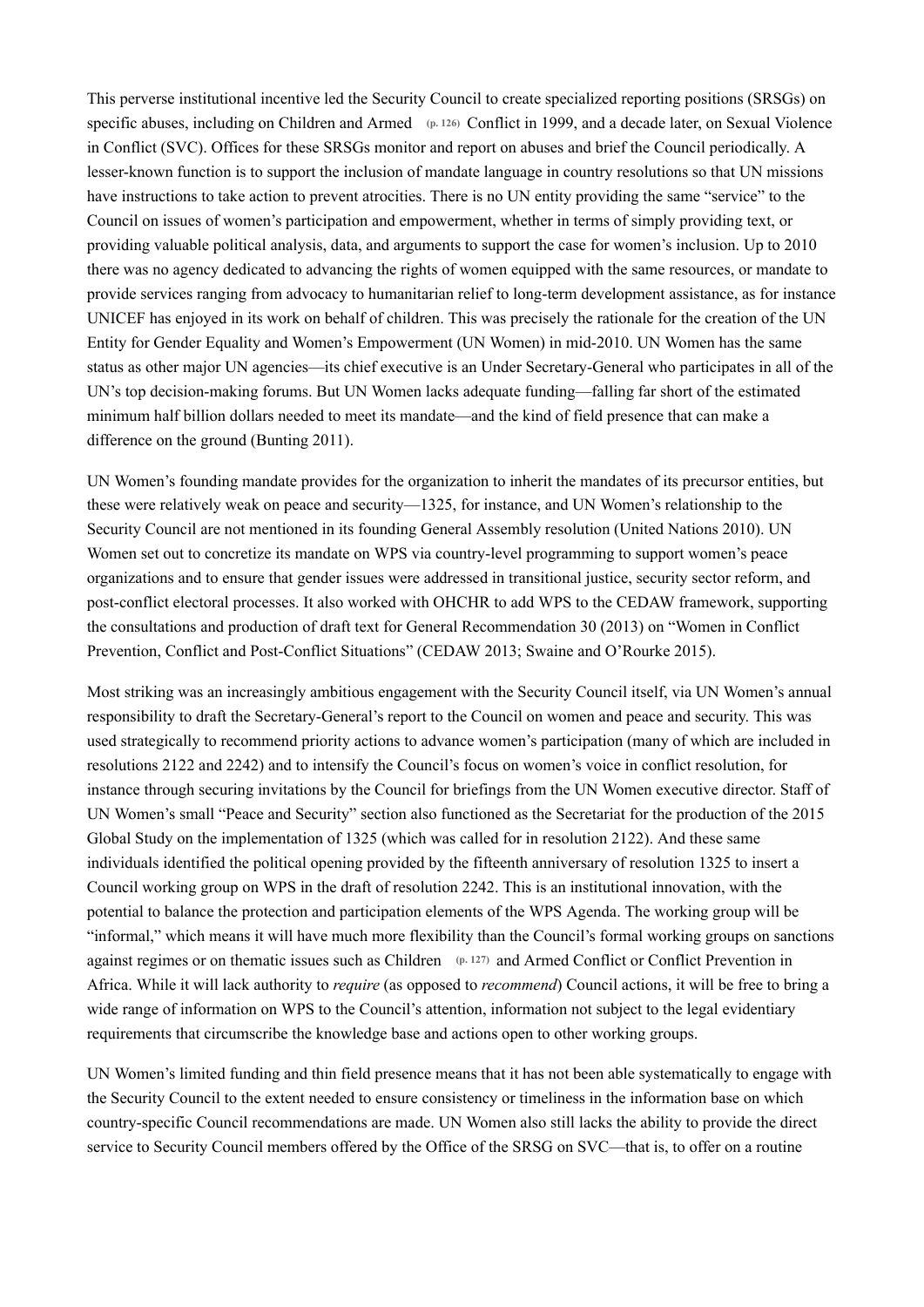This perverse institutional incentive led the Security Council to create specialized reporting positions (SRSGs) on specific abuses, including on Children and Armed (p. 126) Conflict in 1999, and a decade later, on Sexual Violence in Conflict (SVC). Offices for these SRSGs monitor and report on abuses and brief the Council periodically. A lesser-known function is to support the inclusion of mandate language in country resolutions so that UN missions have instructions to take action to prevent atrocities. There is no UN entity providing the same "service" to the Council on issues of women's participation and empowerment, whether in terms of simply providing text, or providing valuable political analysis, data, and arguments to support the case for women's inclusion. Up to 2010 there was no agency dedicated to advancing the rights of women equipped with the same resources, or mandate to provide services ranging from advocacy to humanitarian relief to long-term development assistance, as for instance UNICEF has enjoyed in its work on behalf of children. This was precisely the rationale for the creation of the UN Entity for Gender Equality and Women's Empowerment (UN Women) in mid-2010. UN Women has the same status as other major UN agencies—its chief executive is an Under Secretary-General who participates in all of the UN's top decision-making forums. But UN Women lacks adequate funding—falling far short of the estimated minimum half billion dollars needed to meet its mandate—and the kind of field presence that can make a difference on the ground (Bunting 2011).

UN Women's founding mandate provides for the organization to inherit the mandates of its precursor entities, but these were relatively weak on peace and security—1325, for instance, and UN Women's relationship to the Security Council are not mentioned in its founding General Assembly resolution (United Nations 2010). UN Women set out to concretize its mandate on WPS via country-level programming to support women's peace organizations and to ensure that gender issues were addressed in transitional justice, security sector reform, and post-conflict electoral processes. It also worked with OHCHR to add WPS to the CEDAW framework, supporting the consultations and production of draft text for General Recommendation 30 (2013) on "Women in Conflict Prevention, Conflict and Post-Conflict Situations" (CEDAW 2013; Swaine and O'Rourke 2015).

Most striking was an increasingly ambitious engagement with the Security Council itself, via UN Women's annual responsibility to draft the Secretary-General's report to the Council on women and peace and security. This was used strategically to recommend priority actions to advance women's participation (many of which are included in resolutions 2122 and 2242) and to intensify the Council's focus on women's voice in conflict resolution, for instance through securing invitations by the Council for briefings from the UN Women executive director. Staff of UN Women's small "Peace and Security" section also functioned as the Secretariat for the production of the 2015 Global Study on the implementation of 1325 (which was called for in resolution 2122). And these same individuals identified the political opening provided by the fifteenth anniversary of resolution 1325 to insert a Council working group on WPS in the draft of resolution 2242. This is an institutional innovation, with the potential to balance the protection and participation elements of the WPS Agenda. The working group will be "informal," which means it will have much more flexibility than the Council's formal working groups on sanctions against regimes or on thematic issues such as Children (p. 127) and Armed Conflict or Conflict Prevention in Africa. While it will lack authority to *require* (as opposed to *recommend*) Council actions, it will be free to bring a wide range of information on WPS to the Council's attention, information not subject to the legal evidentiary requirements that circumscribe the knowledge base and actions open to other working groups.

UN Women's limited funding and thin field presence means that it has not been able systematically to engage with the Security Council to the extent needed to ensure consistency or timeliness in the information base on which country-specific Council recommendations are made. UN Women also still lacks the ability to provide the direct service to Security Council members offered by the Office of the SRSG on SVC—that is, to offer on a routine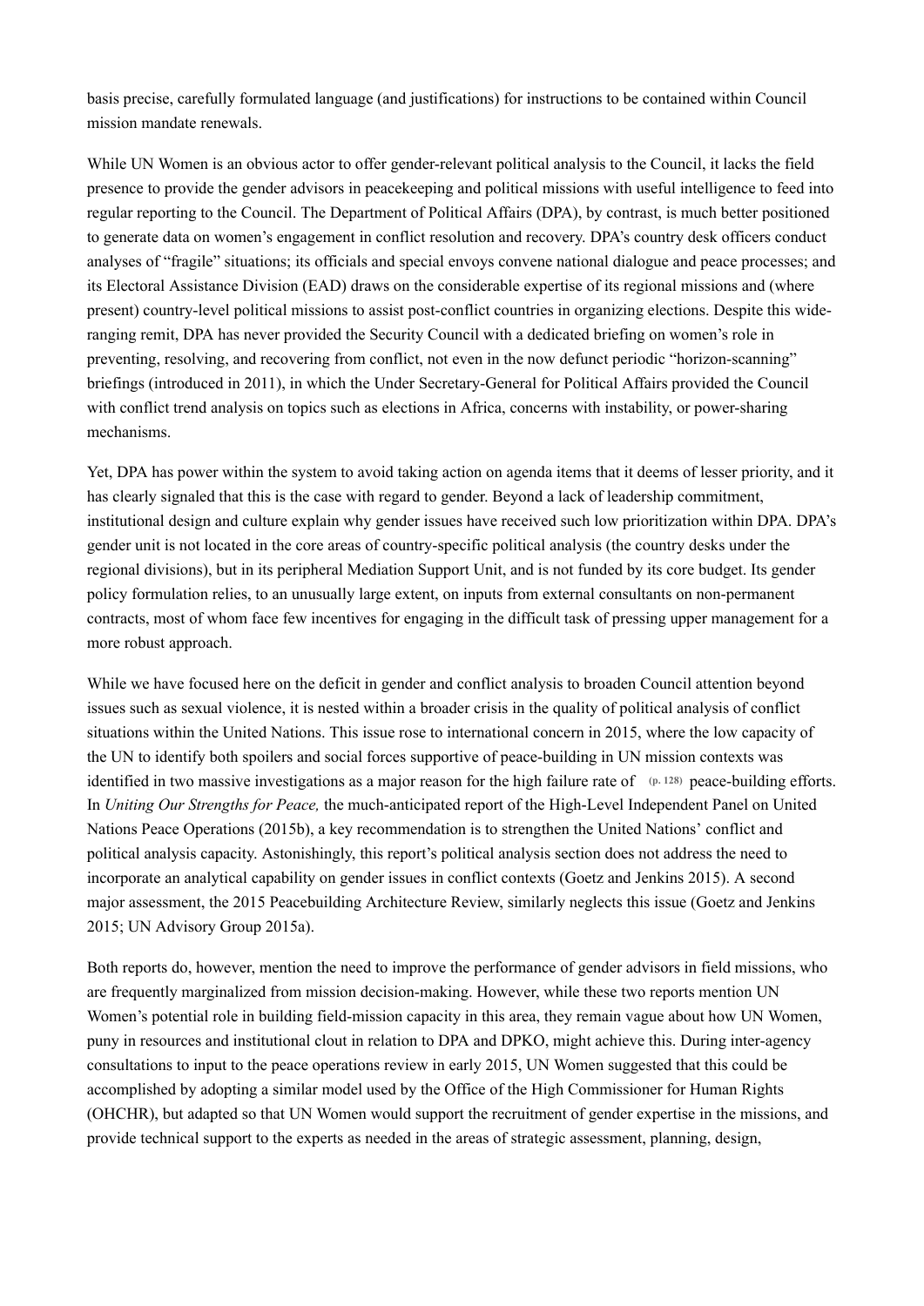basis precise, carefully formulated language (and justifications) for instructions to be contained within Council mission mandate renewals.

While UN Women is an obvious actor to offer gender-relevant political analysis to the Council, it lacks the field presence to provide the gender advisors in peacekeeping and political missions with useful intelligence to feed into regular reporting to the Council. The Department of Political Affairs (DPA), by contrast, is much better positioned to generate data on women's engagement in conflict resolution and recovery. DPA's country desk officers conduct analyses of "fragile" situations; its officials and special envoys convene national dialogue and peace processes; and its Electoral Assistance Division (EAD) draws on the considerable expertise of its regional missions and (where present) country-level political missions to assist post-conflict countries in organizing elections. Despite this wide-ranging remit, DPA has never provided the Security Council with a dedicated briefing on women's role in preventing, resolving, and recovering from conflict, not even in the now defunct periodic "horizon-scanning" briefings (introduced in 2011), in which the Under Secretary-General for Political Affairs provided the Council with conflict trend analysis on topics such as elections in Africa, concerns with instability, or power-sharing mechanisms.

Yet, DPA has power within the system to avoid taking action on agenda items that it deems of lesser priority, and it has clearly signaled that this is the case with regard to gender. Beyond a lack of leadership commitment, institutional design and culture explain why gender issues have received such low prioritization within DPA. DPA's gender unit is not located in the core areas of country-specific political analysis (the country desks under the regional divisions), but in its peripheral Mediation Support Unit, and is not funded by its core budget. Its gender policy formulation relies, to an unusually large extent, on inputs from external consultants on non-permanent contracts, most of whom face few incentives for engaging in the difficult task of pressing upper management for a more robust approach.

While we have focused here on the deficit in gender and conflict analysis to broaden Council attention beyond issues such as sexual violence, it is nested within a broader crisis in the quality of political analysis of conflict situations within the United Nations. This issue rose to international concern in 2015, where the low capacity of the UN to identify both spoilers and social forces supportive of peace-building in UN mission contexts was identified in two massive investigations as a major reason for the high failure rate of (p. 128) peace-building efforts. In *Uniting Our Strengths for Peace,* the much-anticipated report of the High-Level Independent Panel on United Nations Peace Operations (2015b), a key recommendation is to strengthen the United Nations' conflict and political analysis capacity. Astonishingly, this report's political analysis section does not address the need to incorporate an analytical capability on gender issues in conflict contexts (Goetz and Jenkins 2015). A second major assessment, the 2015 Peacebuilding Architecture Review, similarly neglects this issue (Goetz and Jenkins 2015; UN Advisory Group 2015a).

Both reports do, however, mention the need to improve the performance of gender advisors in field missions, who are frequently marginalized from mission decision-making. However, while these two reports mention UN Women's potential role in building field-mission capacity in this area, they remain vague about how UN Women, puny in resources and institutional clout in relation to DPA and DPKO, might achieve this. During inter-agency consultations to input to the peace operations review in early 2015, UN Women suggested that this could be accomplished by adopting a similar model used by the Office of the High Commissioner for Human Rights (OHCHR), but adapted so that UN Women would support the recruitment of gender expertise in the missions, and provide technical support to the experts as needed in the areas of strategic assessment, planning, design,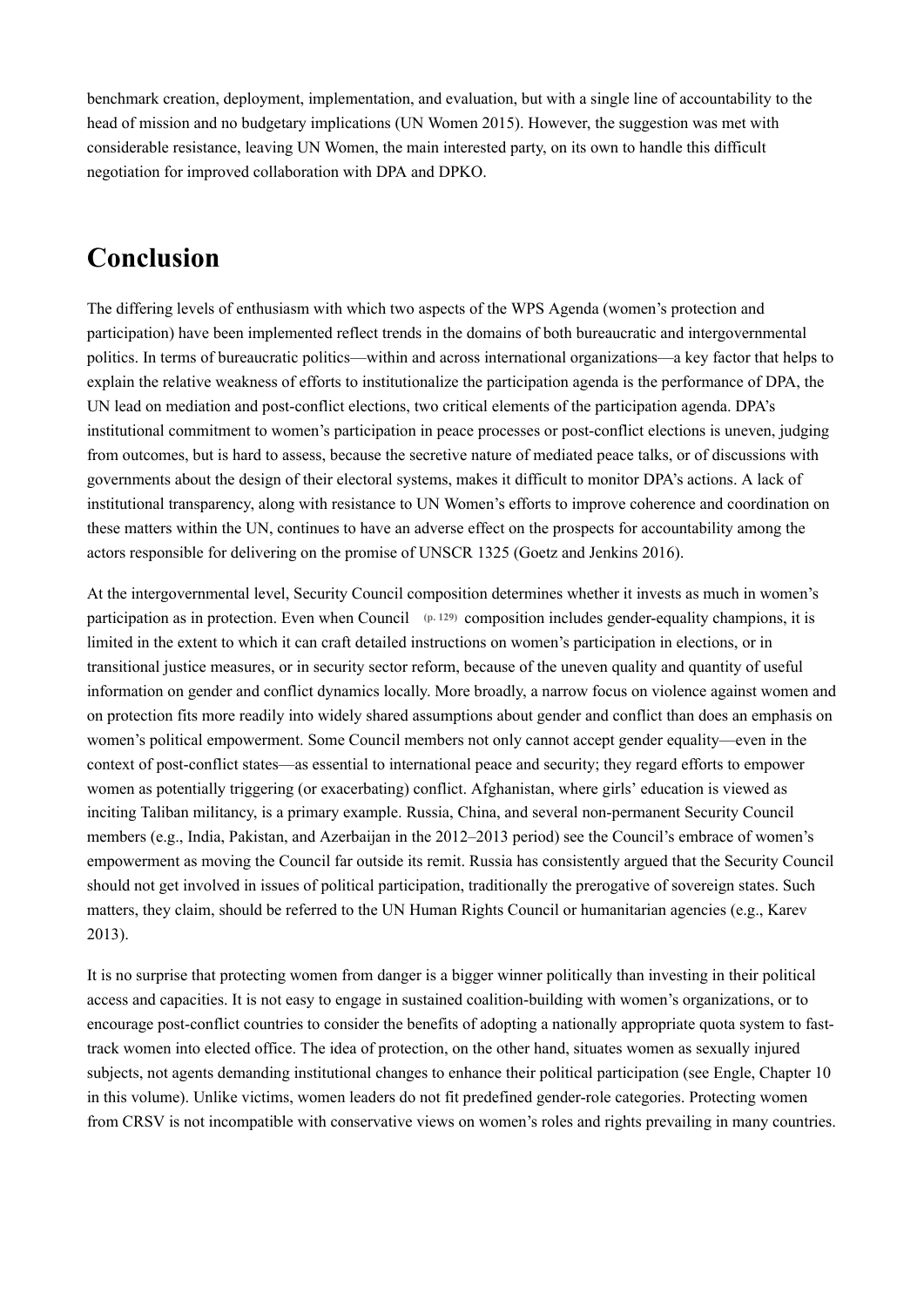benchmark creation, deployment, implementation, and evaluation, but with a single line of accountability to the head of mission and no budgetary implications (UN Women 2015). However, the suggestion was met with considerable resistance, leaving UN Women, the main interested party, on its own to handle this difficult negotiation for improved collaboration with DPA and DPKO.

## Conclusion

The differing levels of enthusiasm with which two aspects of the WPS Agenda (women's protection and participation) have been implemented reflect trends in the domains of both bureaucratic and intergovernmental politics. In terms of bureaucratic politics—within and across international organizations—a key factor that helps to explain the relative weakness of efforts to institutionalize the participation agenda is the performance of DPA, the UN lead on mediation and post-conflict elections, two critical elements of the participation agenda. DPA's institutional commitment to women's participation in peace processes or post-conflict elections is uneven, judging from outcomes, but is hard to assess, because the secretive nature of mediated peace talks, or of discussions with governments about the design of their electoral systems, makes it difficult to monitor DPA's actions. A lack of institutional transparency, along with resistance to UN Women's efforts to improve coherence and coordination on these matters within the UN, continues to have an adverse effect on the prospects for accountability among the actors responsible for delivering on the promise of UNSCR 1325 (Goetz and Jenkins 2016).

At the intergovernmental level, Security Council composition determines whether it invests as much in women's participation as in protection. Even when Council (p. 129) composition includes gender-equality champions, it is limited in the extent to which it can craft detailed instructions on women's participation in elections, or in transitional justice measures, or in security sector reform, because of the uneven quality and quantity of useful information on gender and conflict dynamics locally. More broadly, a narrow focus on violence against women and on protection fits more readily into widely shared assumptions about gender and conflict than does an emphasis on women's political empowerment. Some Council members not only cannot accept gender equality—even in the context of post-conflict states—as essential to international peace and security; they regard efforts to empower women as potentially triggering (or exacerbating) conflict. Afghanistan, where girls' education is viewed as inciting Taliban militancy, is a primary example. Russia, China, and several non-permanent Security Council members (e.g., India, Pakistan, and Azerbaijan in the 2012–2013 period) see the Council's embrace of women's empowerment as moving the Council far outside its remit. Russia has consistently argued that the Security Council should not get involved in issues of political participation, traditionally the prerogative of sovereign states. Such matters, they claim, should be referred to the UN Human Rights Council or humanitarian agencies (e.g., Karev 2013).

It is no surprise that protecting women from danger is a bigger winner politically than investing in their political access and capacities. It is not easy to engage in sustained coalition-building with women's organizations, or to encourage post-conflict countries to consider the benefits of adopting a nationally appropriate quota system to fast-track women into elected office. The idea of protection, on the other hand, situates women as sexually injured subjects, not agents demanding institutional changes to enhance their political participation (see Engle, Chapter 10 in this volume). Unlike victims, women leaders do not fit predefined gender-role categories. Protecting women from CRSV is not incompatible with conservative views on women's roles and rights prevailing in many countries.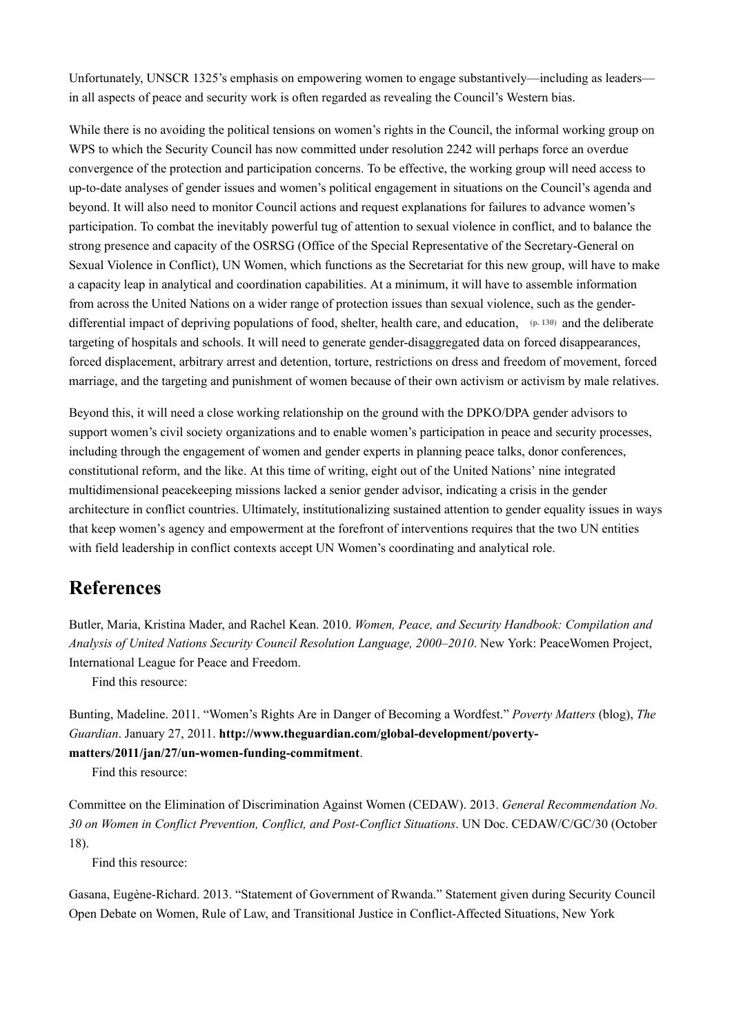Unfortunately, UNSCR 1325's emphasis on empowering women to engage substantively—including as leaders—in all aspects of peace and security work is often regarded as revealing the Council's Western bias.

While there is no avoiding the political tensions on women's rights in the Council, the informal working group on WPS to which the Security Council has now committed under resolution 2242 will perhaps force an overdue convergence of the protection and participation concerns. To be effective, the working group will need access to up-to-date analyses of gender issues and women's political engagement in situations on the Council's agenda and beyond. It will also need to monitor Council actions and request explanations for failures to advance women's participation. To combat the inevitably powerful tug of attention to sexual violence in conflict, and to balance the strong presence and capacity of the OSRSG (Office of the Special Representative of the Secretary-General on Sexual Violence in Conflict), UN Women, which functions as the Secretariat for this new group, will have to make a capacity leap in analytical and coordination capabilities. At a minimum, it will have to assemble information from across the United Nations on a wider range of protection issues than sexual violence, such as the gender-differential impact of depriving populations of food, shelter, health care, and education, (p. 130) and the deliberate targeting of hospitals and schools. It will need to generate gender-disaggregated data on forced disappearances, forced displacement, arbitrary arrest and detention, torture, restrictions on dress and freedom of movement, forced marriage, and the targeting and punishment of women because of their own activism or activism by male relatives.

Beyond this, it will need a close working relationship on the ground with the DPKO/DPA gender advisors to support women's civil society organizations and to enable women's participation in peace and security processes, including through the engagement of women and gender experts in planning peace talks, donor conferences, constitutional reform, and the like. At this time of writing, eight out of the United Nations' nine integrated multidimensional peacekeeping missions lacked a senior gender advisor, indicating a crisis in the gender architecture in conflict countries. Ultimately, institutionalizing sustained attention to gender equality issues in ways that keep women's agency and empowerment at the forefront of interventions requires that the two UN entities with field leadership in conflict contexts accept UN Women's coordinating and analytical role.

## References

Butler, Maria, Kristina Mader, and Rachel Kean. 2010. *Women, Peace, and Security Handbook: Compilation and Analysis of United Nations Security Council Resolution Language, 2000–2010*. New York: PeaceWomen Project, International League for Peace and Freedom.

Find this resource:

Bunting, Madeline. 2011. "Women's Rights Are in Danger of Becoming a Wordfest." *Poverty Matters* (blog), *The Guardian*. January 27, 2011. **http://www.theguardian.com/global-development/poverty-matters/2011/jan/27/un-women-funding-commitment**.

Find this resource:

Committee on the Elimination of Discrimination Against Women (CEDAW). 2013. *General Recommendation No. 30 on Women in Conflict Prevention, Conflict, and Post-Conflict Situations*. UN Doc. CEDAW/C/GC/30 (October 18).

Find this resource:

Gasana, Eugène-Richard. 2013. "Statement of Government of Rwanda." Statement given during Security Council Open Debate on Women, Rule of Law, and Transitional Justice in Conflict-Affected Situations, New York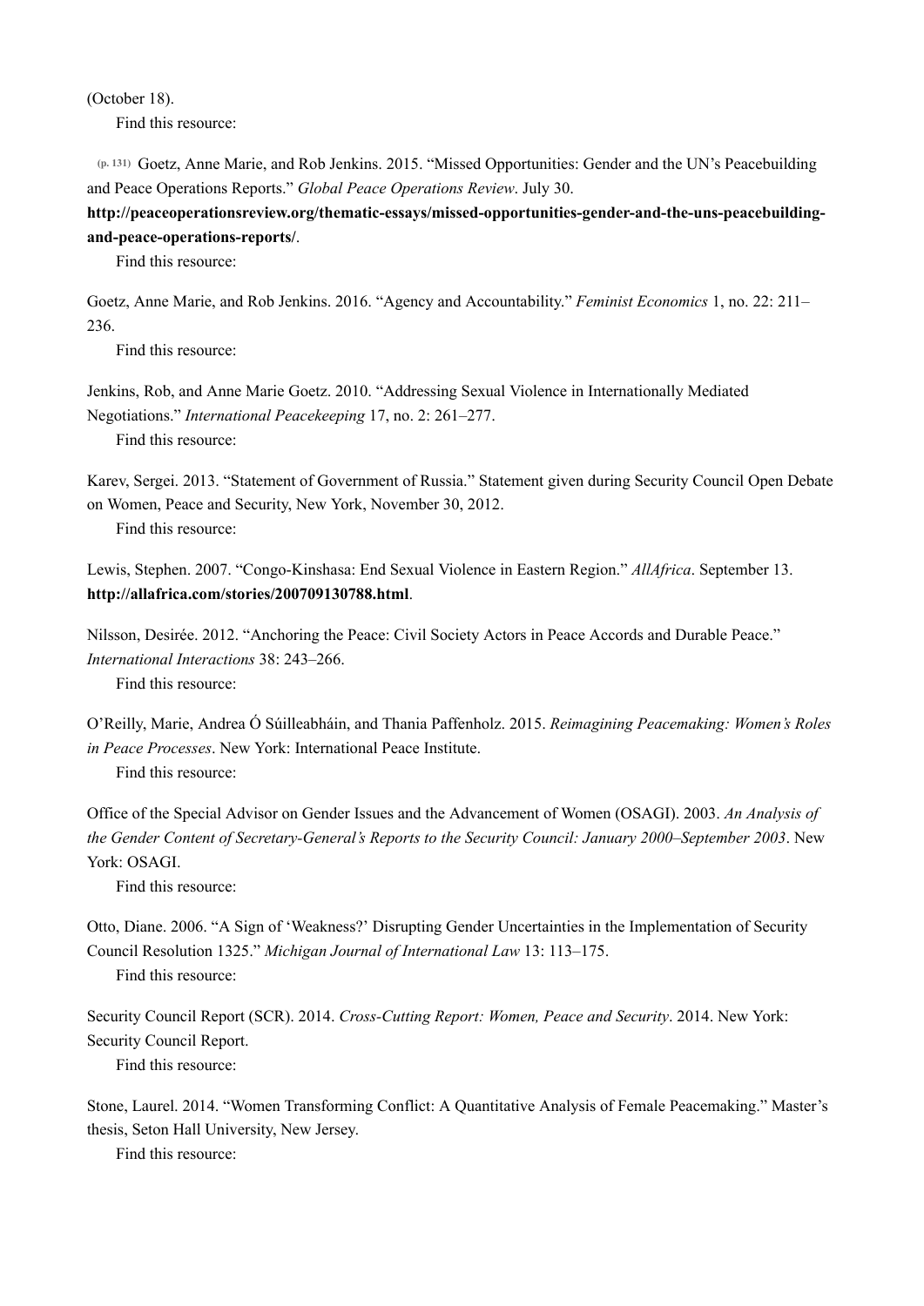(October 18).

Find this resource:

(p. 131) Goetz, Anne Marie, and Rob Jenkins. 2015. "Missed Opportunities: Gender and the UN's Peacebuilding and Peace Operations Reports." *Global Peace Operations Review*. July 30. **http://peaceoperationsreview.org/thematic-essays/missed-opportunities-gender-and-the-uns-peacebuilding-and-peace-operations-reports/**.

Find this resource:

Goetz, Anne Marie, and Rob Jenkins. 2016. "Agency and Accountability." *Feminist Economics* 1, no. 22: 211–236.

Find this resource:

Jenkins, Rob, and Anne Marie Goetz. 2010. "Addressing Sexual Violence in Internationally Mediated Negotiations." *International Peacekeeping* 17, no. 2: 261–277.

Find this resource:

Karev, Sergei. 2013. "Statement of Government of Russia." Statement given during Security Council Open Debate on Women, Peace and Security, New York, November 30, 2012.

Find this resource:

Lewis, Stephen. 2007. "Congo-Kinshasa: End Sexual Violence in Eastern Region." *AllAfrica*. September 13. **http://allafrica.com/stories/200709130788.html**.

Nilsson, Desirée. 2012. "Anchoring the Peace: Civil Society Actors in Peace Accords and Durable Peace." *International Interactions* 38: 243–266.

Find this resource:

O'Reilly, Marie, Andrea Ó Súilleabháin, and Thania Paffenholz. 2015. *Reimagining Peacemaking: Women's Roles in Peace Processes*. New York: International Peace Institute.

Find this resource:

Office of the Special Advisor on Gender Issues and the Advancement of Women (OSAGI). 2003. *An Analysis of the Gender Content of Secretary-General's Reports to the Security Council: January 2000–September 2003*. New York: OSAGI.

Find this resource:

Otto, Diane. 2006. "A Sign of 'Weakness?' Disrupting Gender Uncertainties in the Implementation of Security Council Resolution 1325." *Michigan Journal of International Law* 13: 113–175.

Find this resource:

Security Council Report (SCR). 2014. *Cross-Cutting Report: Women, Peace and Security*. 2014. New York: Security Council Report.

Find this resource:

Stone, Laurel. 2014. "Women Transforming Conflict: A Quantitative Analysis of Female Peacemaking." Master's thesis, Seton Hall University, New Jersey.

Find this resource: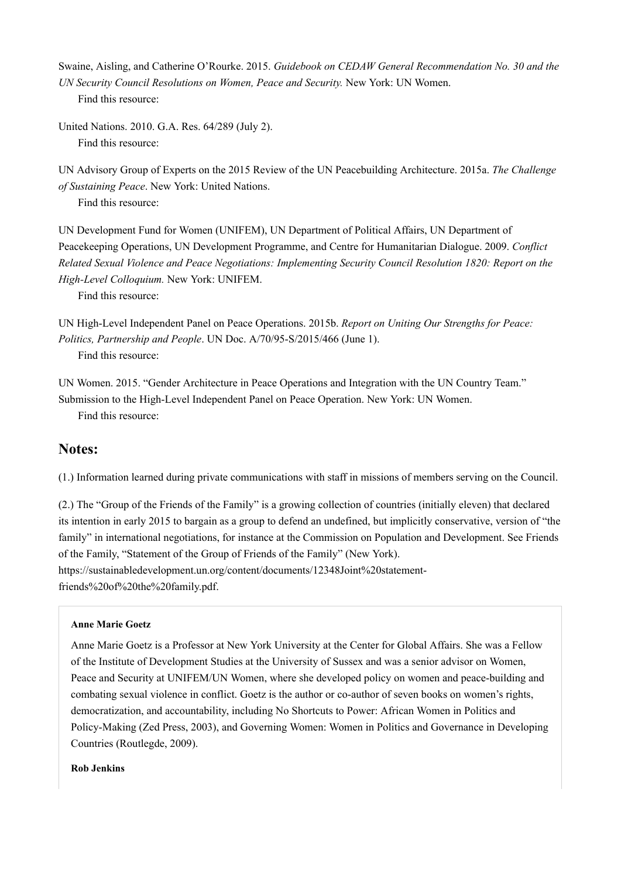Swaine, Aisling, and Catherine O'Rourke. 2015. *Guidebook on CEDAW General Recommendation No. 30 and the UN Security Council Resolutions on Women, Peace and Security.* New York: UN Women.
Find this resource:

United Nations. 2010. G.A. Res. 64/289 (July 2).
Find this resource:

UN Advisory Group of Experts on the 2015 Review of the UN Peacebuilding Architecture. 2015a. *The Challenge of Sustaining Peace*. New York: United Nations.
Find this resource:

UN Development Fund for Women (UNIFEM), UN Department of Political Affairs, UN Department of Peacekeeping Operations, UN Development Programme, and Centre for Humanitarian Dialogue. 2009. *Conflict Related Sexual Violence and Peace Negotiations: Implementing Security Council Resolution 1820: Report on the High-Level Colloquium.* New York: UNIFEM.
Find this resource:

UN High-Level Independent Panel on Peace Operations. 2015b. *Report on Uniting Our Strengths for Peace: Politics, Partnership and People*. UN Doc. A/70/95-S/2015/466 (June 1).
Find this resource:

UN Women. 2015. "Gender Architecture in Peace Operations and Integration with the UN Country Team." Submission to the High-Level Independent Panel on Peace Operation. New York: UN Women.
Find this resource:

## Notes:

(1.) Information learned during private communications with staff in missions of members serving on the Council.

(2.) The "Group of the Friends of the Family" is a growing collection of countries (initially eleven) that declared its intention in early 2015 to bargain as a group to defend an undefined, but implicitly conservative, version of "the family" in international negotiations, for instance at the Commission on Population and Development. See Friends of the Family, "Statement of the Group of Friends of the Family" (New York). https://sustainabledevelopment.un.org/content/documents/12348Joint%20statement-friends%20of%20the%20family.pdf.

**Anne Marie Goetz**

Anne Marie Goetz is a Professor at New York University at the Center for Global Affairs. She was a Fellow of the Institute of Development Studies at the University of Sussex and was a senior advisor on Women, Peace and Security at UNIFEM/UN Women, where she developed policy on women and peace-building and combating sexual violence in conflict. Goetz is the author or co-author of seven books on women's rights, democratization, and accountability, including No Shortcuts to Power: African Women in Politics and Policy-Making (Zed Press, 2003), and Governing Women: Women in Politics and Governance in Developing Countries (Routlegde, 2009).

**Rob Jenkins**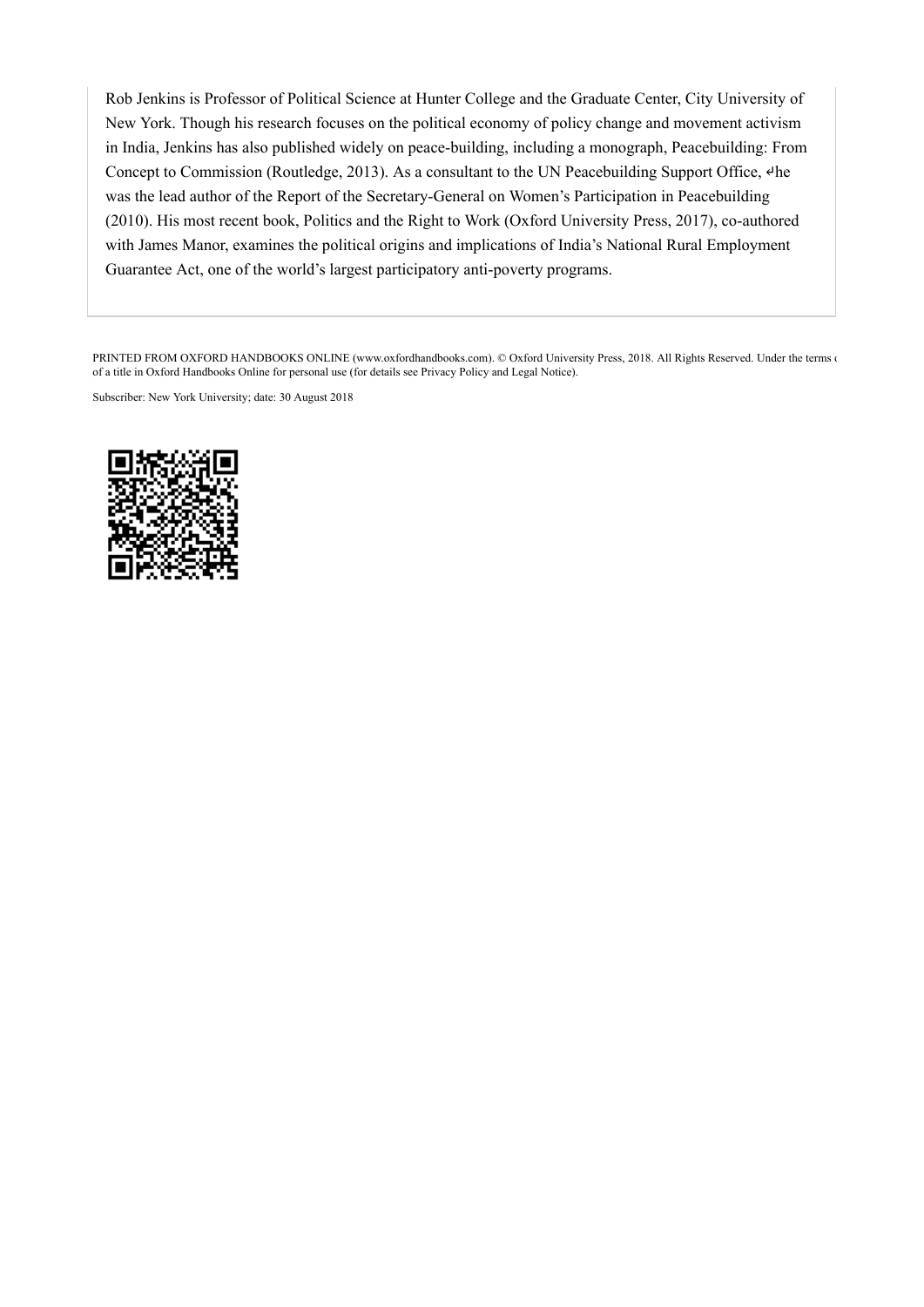Rob Jenkins is Professor of Political Science at Hunter College and the Graduate Center, City University of New York. Though his research focuses on the political economy of policy change and movement activism in India, Jenkins has also published widely on peace-building, including a monograph, Peacebuilding: From Concept to Commission (Routledge, 2013). As a consultant to the UN Peacebuilding Support Office, ↵he was the lead author of the Report of the Secretary-General on Women's Participation in Peacebuilding (2010). His most recent book, Politics and the Right to Work (Oxford University Press, 2017), co-authored with James Manor, examines the political origins and implications of India's National Rural Employment Guarantee Act, one of the world's largest participatory anti-poverty programs.